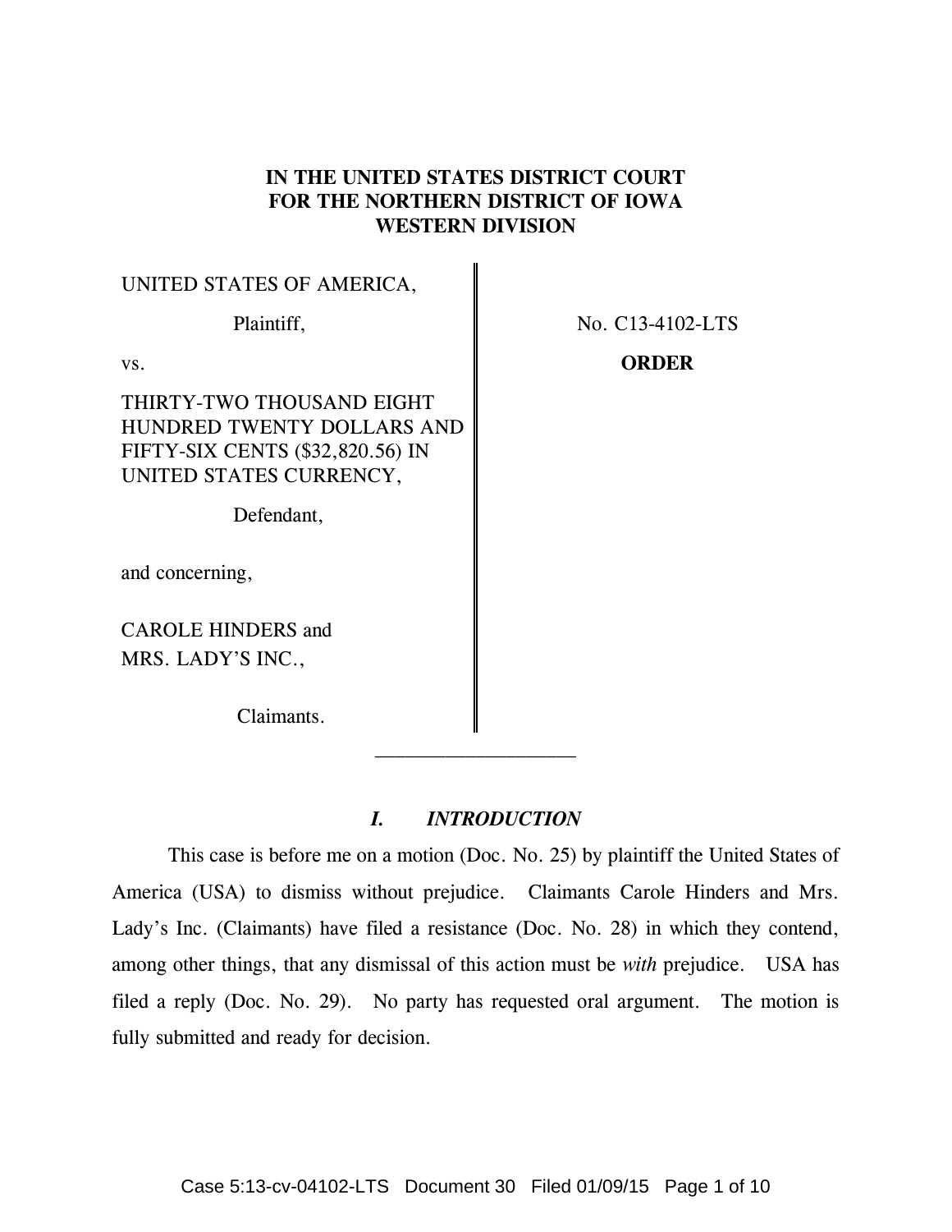**IN THE UNITED STATES DISTRICT COURT
FOR THE NORTHERN DISTRICT OF IOWA
WESTERN DIVISION**

| | |
|---|---|
| UNITED STATES OF AMERICA,<br><br>Plaintiff,<br><br>vs.<br><br>THIRTY-TWO THOUSAND EIGHT HUNDRED TWENTY DOLLARS AND FIFTY-SIX CENTS ($32,820.56) IN UNITED STATES CURRENCY,<br><br>Defendant,<br><br>and concerning,<br><br>CAROLE HINDERS and MRS. LADY'S INC.,<br><br>Claimants. | No. C13-4102-LTS<br><br>**ORDER** |

---

## *I. INTRODUCTION*

This case is before me on a motion (Doc. No. 25) by plaintiff the United States of America (USA) to dismiss without prejudice. Claimants Carole Hinders and Mrs. Lady's Inc. (Claimants) have filed a resistance (Doc. No. 28) in which they contend, among other things, that any dismissal of this action must be *with* prejudice. USA has filed a reply (Doc. No. 29). No party has requested oral argument. The motion is fully submitted and ready for decision.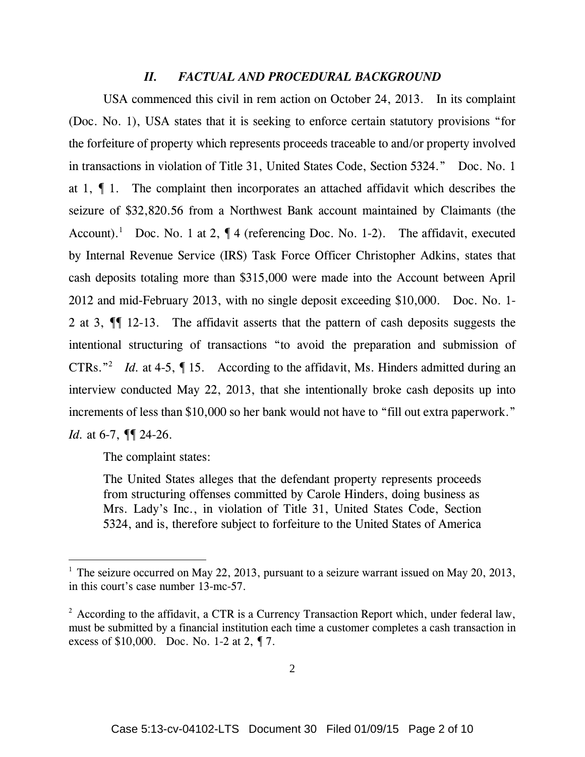## *II. FACTUAL AND PROCEDURAL BACKGROUND*

USA commenced this civil in rem action on October 24, 2013. In its complaint (Doc. No. 1), USA states that it is seeking to enforce certain statutory provisions "for the forfeiture of property which represents proceeds traceable to and/or property involved in transactions in violation of Title 31, United States Code, Section 5324." Doc. No. 1 at 1, ¶ 1. The complaint then incorporates an attached affidavit which describes the seizure of $32,820.56 from a Northwest Bank account maintained by Claimants (the Account).[1] Doc. No. 1 at 2, ¶ 4 (referencing Doc. No. 1-2). The affidavit, executed by Internal Revenue Service (IRS) Task Force Officer Christopher Adkins, states that cash deposits totaling more than $315,000 were made into the Account between April 2012 and mid-February 2013, with no single deposit exceeding $10,000. Doc. No. 1-2 at 3, ¶¶ 12-13. The affidavit asserts that the pattern of cash deposits suggests the intentional structuring of transactions "to avoid the preparation and submission of CTRs."[2] *Id.* at 4-5, ¶ 15. According to the affidavit, Ms. Hinders admitted during an interview conducted May 22, 2013, that she intentionally broke cash deposits up into increments of less than $10,000 so her bank would not have to "fill out extra paperwork." *Id.* at 6-7, ¶¶ 24-26.

The complaint states:

> The United States alleges that the defendant property represents proceeds from structuring offenses committed by Carole Hinders, doing business as Mrs. Lady's Inc., in violation of Title 31, United States Code, Section 5324, and is, therefore subject to forfeiture to the United States of America

---

[1] The seizure occurred on May 22, 2013, pursuant to a seizure warrant issued on May 20, 2013, in this court's case number 13-mc-57.

[2] According to the affidavit, a CTR is a Currency Transaction Report which, under federal law, must be submitted by a financial institution each time a customer completes a cash transaction in excess of $10,000. Doc. No. 1-2 at 2, ¶ 7.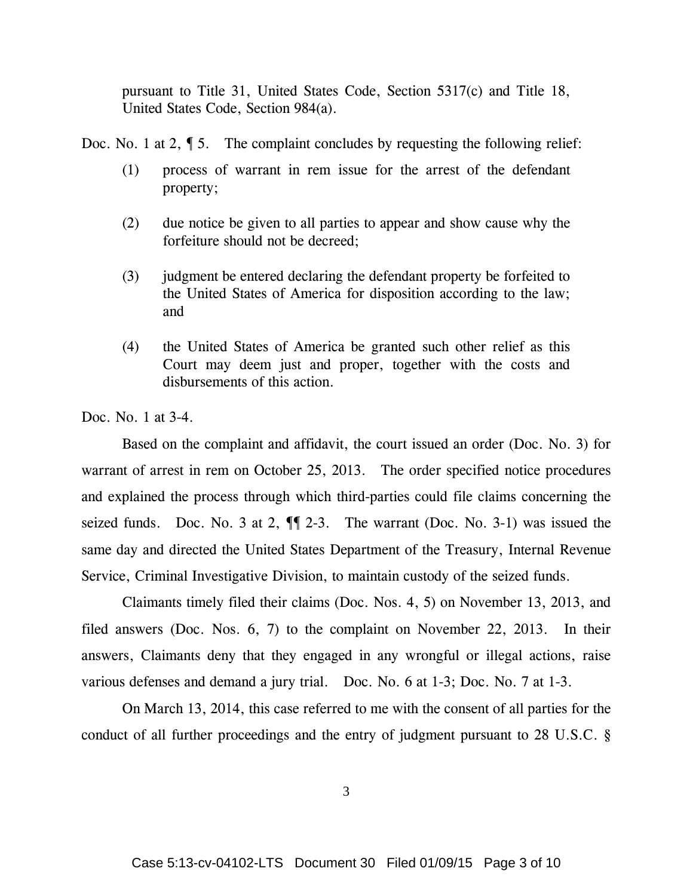> pursuant to Title 31, United States Code, Section 5317(c) and Title 18, United States Code, Section 984(a).

Doc. No. 1 at 2, ¶ 5. The complaint concludes by requesting the following relief:

> (1) process of warrant in rem issue for the arrest of the defendant property;
>
> (2) due notice be given to all parties to appear and show cause why the forfeiture should not be decreed;
>
> (3) judgment be entered declaring the defendant property be forfeited to the United States of America for disposition according to the law; and
>
> (4) the United States of America be granted such other relief as this Court may deem just and proper, together with the costs and disbursements of this action.

Doc. No. 1 at 3-4.

Based on the complaint and affidavit, the court issued an order (Doc. No. 3) for warrant of arrest in rem on October 25, 2013. The order specified notice procedures and explained the process through which third-parties could file claims concerning the seized funds. Doc. No. 3 at 2, ¶¶ 2-3. The warrant (Doc. No. 3-1) was issued the same day and directed the United States Department of the Treasury, Internal Revenue Service, Criminal Investigative Division, to maintain custody of the seized funds.

Claimants timely filed their claims (Doc. Nos. 4, 5) on November 13, 2013, and filed answers (Doc. Nos. 6, 7) to the complaint on November 22, 2013. In their answers, Claimants deny that they engaged in any wrongful or illegal actions, raise various defenses and demand a jury trial. Doc. No. 6 at 1-3; Doc. No. 7 at 1-3.

On March 13, 2014, this case referred to me with the consent of all parties for the conduct of all further proceedings and the entry of judgment pursuant to 28 U.S.C. §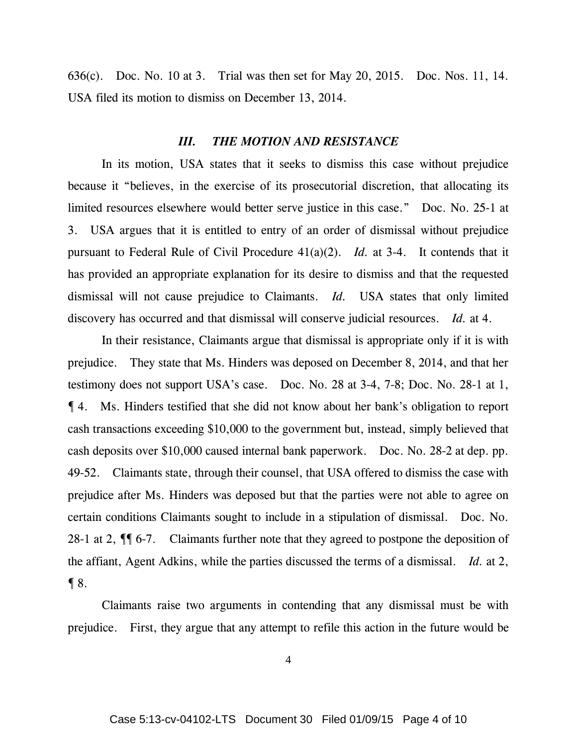636(c). Doc. No. 10 at 3. Trial was then set for May 20, 2015. Doc. Nos. 11, 14. USA filed its motion to dismiss on December 13, 2014.

### *III. THE MOTION AND RESISTANCE*

In its motion, USA states that it seeks to dismiss this case without prejudice because it "believes, in the exercise of its prosecutorial discretion, that allocating its limited resources elsewhere would better serve justice in this case." Doc. No. 25-1 at 3. USA argues that it is entitled to entry of an order of dismissal without prejudice pursuant to Federal Rule of Civil Procedure 41(a)(2). *Id.* at 3-4. It contends that it has provided an appropriate explanation for its desire to dismiss and that the requested dismissal will not cause prejudice to Claimants. *Id.* USA states that only limited discovery has occurred and that dismissal will conserve judicial resources. *Id.* at 4.

In their resistance, Claimants argue that dismissal is appropriate only if it is with prejudice. They state that Ms. Hinders was deposed on December 8, 2014, and that her testimony does not support USA's case. Doc. No. 28 at 3-4, 7-8; Doc. No. 28-1 at 1, ¶ 4. Ms. Hinders testified that she did not know about her bank's obligation to report cash transactions exceeding $10,000 to the government but, instead, simply believed that cash deposits over $10,000 caused internal bank paperwork. Doc. No. 28-2 at dep. pp. 49-52. Claimants state, through their counsel, that USA offered to dismiss the case with prejudice after Ms. Hinders was deposed but that the parties were not able to agree on certain conditions Claimants sought to include in a stipulation of dismissal. Doc. No. 28-1 at 2, ¶¶ 6-7. Claimants further note that they agreed to postpone the deposition of the affiant, Agent Adkins, while the parties discussed the terms of a dismissal. *Id.* at 2, ¶ 8.

Claimants raise two arguments in contending that any dismissal must be with prejudice. First, they argue that any attempt to refile this action in the future would be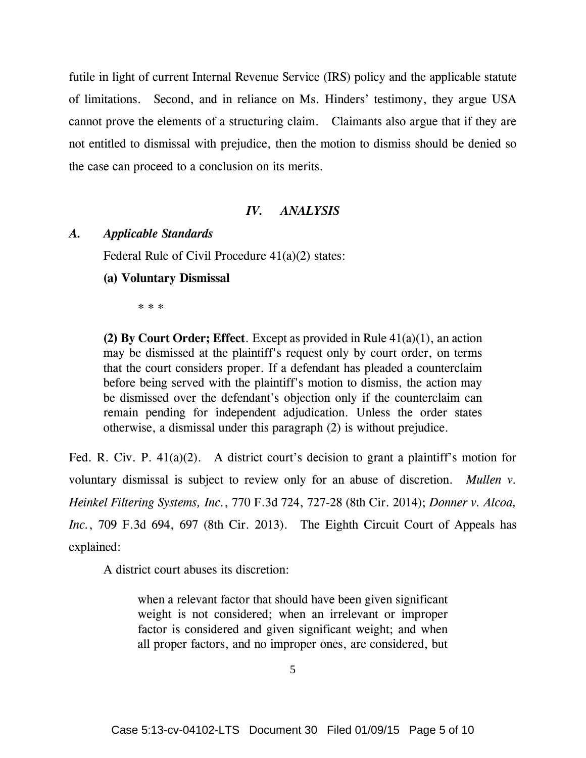futile in light of current Internal Revenue Service (IRS) policy and the applicable statute of limitations. Second, and in reliance on Ms. Hinders' testimony, they argue USA cannot prove the elements of a structuring claim. Claimants also argue that if they are not entitled to dismissal with prejudice, then the motion to dismiss should be denied so the case can proceed to a conclusion on its merits.

## *IV. ANALYSIS*

### *A. Applicable Standards*

Federal Rule of Civil Procedure 41(a)(2) states:

**(a) Voluntary Dismissal**

> \* \* \*
>
> **(2) By Court Order; Effect**. Except as provided in Rule 41(a)(1), an action may be dismissed at the plaintiff's request only by court order, on terms that the court considers proper. If a defendant has pleaded a counterclaim before being served with the plaintiff's motion to dismiss, the action may be dismissed over the defendant's objection only if the counterclaim can remain pending for independent adjudication. Unless the order states otherwise, a dismissal under this paragraph (2) is without prejudice.

Fed. R. Civ. P. 41(a)(2). A district court's decision to grant a plaintiff's motion for voluntary dismissal is subject to review only for an abuse of discretion. *Mullen v. Heinkel Filtering Systems, Inc.*, 770 F.3d 724, 727-28 (8th Cir. 2014); *Donner v. Alcoa, Inc.*, 709 F.3d 694, 697 (8th Cir. 2013). The Eighth Circuit Court of Appeals has explained:

> A district court abuses its discretion:
>
> > when a relevant factor that should have been given significant weight is not considered; when an irrelevant or improper factor is considered and given significant weight; and when all proper factors, and no improper ones, are considered, but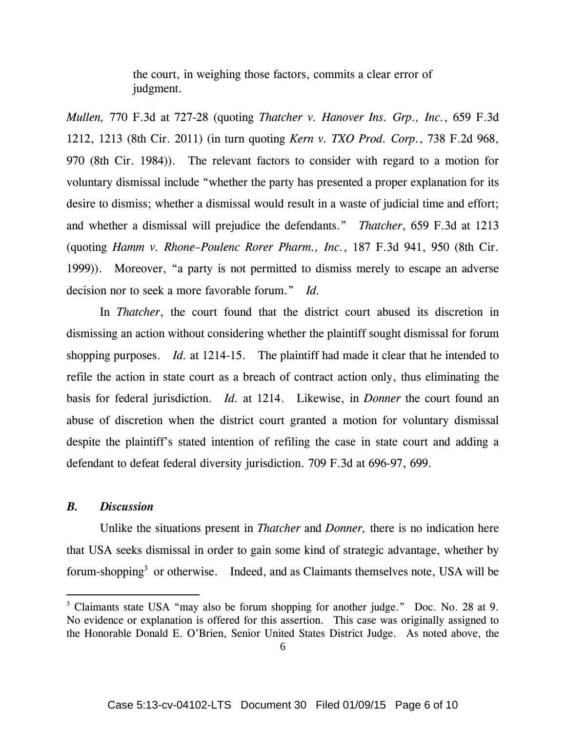> the court, in weighing those factors, commits a clear error of judgment.

*Mullen,* 770 F.3d at 727-28 (quoting *Thatcher v. Hanover Ins. Grp., Inc.*, 659 F.3d 1212, 1213 (8th Cir. 2011) (in turn quoting *Kern v. TXO Prod. Corp.*, 738 F.2d 968, 970 (8th Cir. 1984)). The relevant factors to consider with regard to a motion for voluntary dismissal include "whether the party has presented a proper explanation for its desire to dismiss; whether a dismissal would result in a waste of judicial time and effort; and whether a dismissal will prejudice the defendants." *Thatcher*, 659 F.3d at 1213 (quoting *Hamm v. Rhone–Poulenc Rorer Pharm., Inc.*, 187 F.3d 941, 950 (8th Cir. 1999)). Moreover, "a party is not permitted to dismiss merely to escape an adverse decision nor to seek a more favorable forum." *Id.*

In *Thatcher*, the court found that the district court abused its discretion in dismissing an action without considering whether the plaintiff sought dismissal for forum shopping purposes. *Id.* at 1214-15. The plaintiff had made it clear that he intended to refile the action in state court as a breach of contract action only, thus eliminating the basis for federal jurisdiction. *Id.* at 1214. Likewise, in *Donner* the court found an abuse of discretion when the district court granted a motion for voluntary dismissal despite the plaintiff's stated intention of refiling the case in state court and adding a defendant to defeat federal diversity jurisdiction. 709 F.3d at 696-97, 699.

### *B. Discussion*

Unlike the situations present in *Thatcher* and *Donner,* there is no indication here that USA seeks dismissal in order to gain some kind of strategic advantage, whether by forum-shopping[3] or otherwise. Indeed, and as Claimants themselves note, USA will be

[3] Claimants state USA "may also be forum shopping for another judge." Doc. No. 28 at 9. No evidence or explanation is offered for this assertion. This case was originally assigned to the Honorable Donald E. O'Brien, Senior United States District Judge. As noted above, the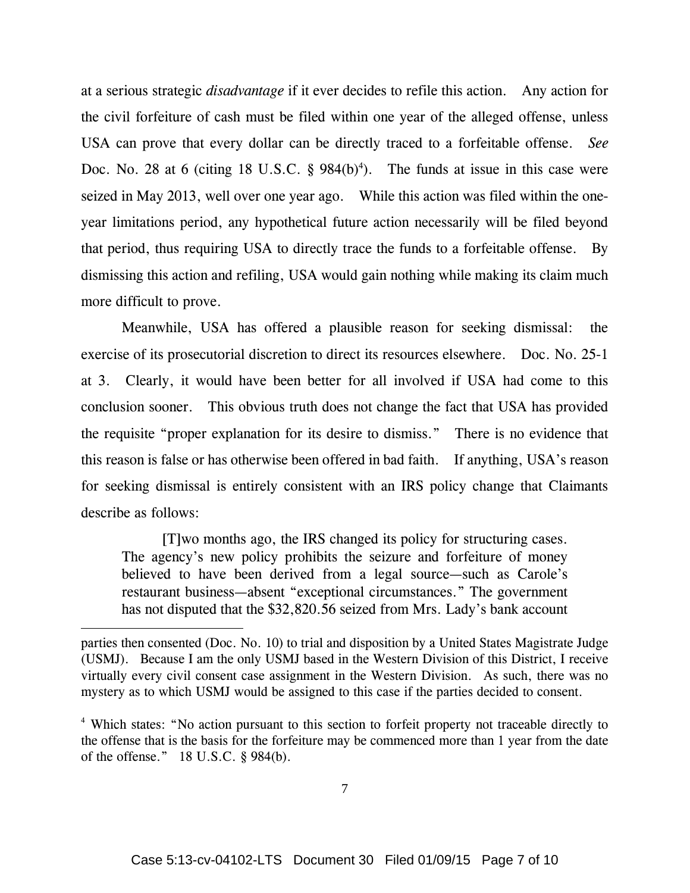at a serious strategic *disadvantage* if it ever decides to refile this action. Any action for the civil forfeiture of cash must be filed within one year of the alleged offense, unless USA can prove that every dollar can be directly traced to a forfeitable offense. *See* Doc. No. 28 at 6 (citing 18 U.S.C. § 984(b)[4]). The funds at issue in this case were seized in May 2013, well over one year ago. While this action was filed within the one-year limitations period, any hypothetical future action necessarily will be filed beyond that period, thus requiring USA to directly trace the funds to a forfeitable offense. By dismissing this action and refiling, USA would gain nothing while making its claim much more difficult to prove.

Meanwhile, USA has offered a plausible reason for seeking dismissal: the exercise of its prosecutorial discretion to direct its resources elsewhere. Doc. No. 25-1 at 3. Clearly, it would have been better for all involved if USA had come to this conclusion sooner. This obvious truth does not change the fact that USA has provided the requisite "proper explanation for its desire to dismiss." There is no evidence that this reason is false or has otherwise been offered in bad faith. If anything, USA's reason for seeking dismissal is entirely consistent with an IRS policy change that Claimants describe as follows:

> [T]wo months ago, the IRS changed its policy for structuring cases. The agency's new policy prohibits the seizure and forfeiture of money believed to have been derived from a legal source—such as Carole's restaurant business—absent "exceptional circumstances." The government has not disputed that the $32,820.56 seized from Mrs. Lady's bank account

---

parties then consented (Doc. No. 10) to trial and disposition by a United States Magistrate Judge (USMJ). Because I am the only USMJ based in the Western Division of this District, I receive virtually every civil consent case assignment in the Western Division. As such, there was no mystery as to which USMJ would be assigned to this case if the parties decided to consent.

[4] Which states: "No action pursuant to this section to forfeit property not traceable directly to the offense that is the basis for the forfeiture may be commenced more than 1 year from the date of the offense." 18 U.S.C. § 984(b).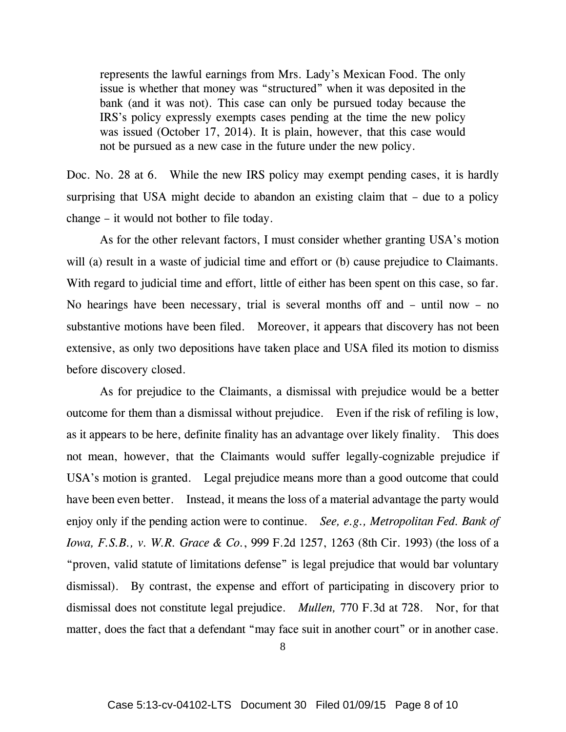> represents the lawful earnings from Mrs. Lady's Mexican Food. The only issue is whether that money was "structured" when it was deposited in the bank (and it was not). This case can only be pursued today because the IRS's policy expressly exempts cases pending at the time the new policy was issued (October 17, 2014). It is plain, however, that this case would not be pursued as a new case in the future under the new policy.

Doc. No. 28 at 6. While the new IRS policy may exempt pending cases, it is hardly surprising that USA might decide to abandon an existing claim that – due to a policy change – it would not bother to file today.

As for the other relevant factors, I must consider whether granting USA's motion will (a) result in a waste of judicial time and effort or (b) cause prejudice to Claimants. With regard to judicial time and effort, little of either has been spent on this case, so far. No hearings have been necessary, trial is several months off and – until now – no substantive motions have been filed. Moreover, it appears that discovery has not been extensive, as only two depositions have taken place and USA filed its motion to dismiss before discovery closed.

As for prejudice to the Claimants, a dismissal with prejudice would be a better outcome for them than a dismissal without prejudice. Even if the risk of refiling is low, as it appears to be here, definite finality has an advantage over likely finality. This does not mean, however, that the Claimants would suffer legally-cognizable prejudice if USA's motion is granted. Legal prejudice means more than a good outcome that could have been even better. Instead, it means the loss of a material advantage the party would enjoy only if the pending action were to continue. *See, e.g., Metropolitan Fed. Bank of Iowa, F.S.B., v. W.R. Grace & Co.*, 999 F.2d 1257, 1263 (8th Cir. 1993) (the loss of a "proven, valid statute of limitations defense" is legal prejudice that would bar voluntary dismissal). By contrast, the expense and effort of participating in discovery prior to dismissal does not constitute legal prejudice. *Mullen,* 770 F.3d at 728. Nor, for that matter, does the fact that a defendant "may face suit in another court" or in another case.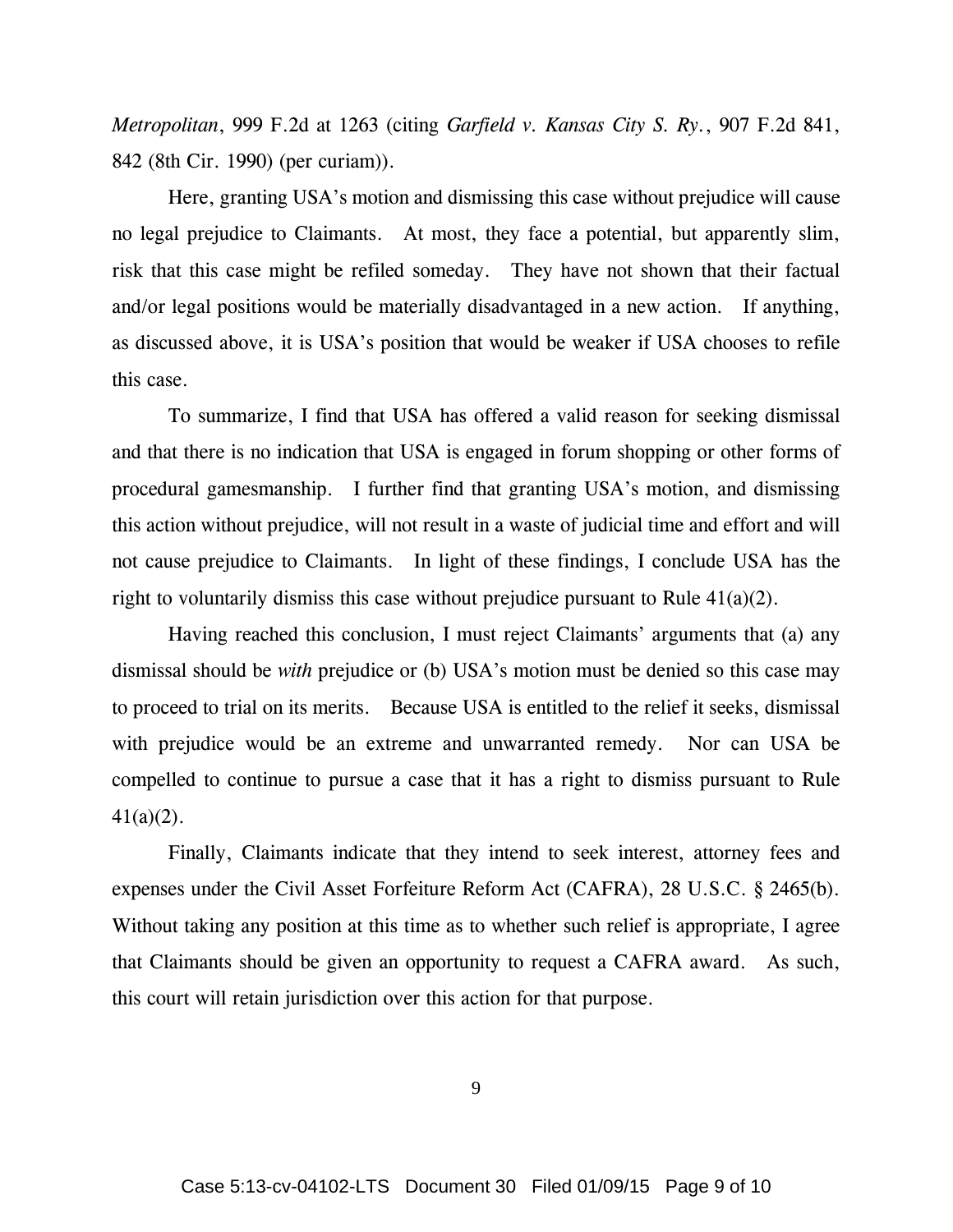*Metropolitan*, 999 F.2d at 1263 (citing *Garfield v. Kansas City S. Ry.*, 907 F.2d 841, 842 (8th Cir. 1990) (per curiam)).

Here, granting USA's motion and dismissing this case without prejudice will cause no legal prejudice to Claimants. At most, they face a potential, but apparently slim, risk that this case might be refiled someday. They have not shown that their factual and/or legal positions would be materially disadvantaged in a new action. If anything, as discussed above, it is USA's position that would be weaker if USA chooses to refile this case.

To summarize, I find that USA has offered a valid reason for seeking dismissal and that there is no indication that USA is engaged in forum shopping or other forms of procedural gamesmanship. I further find that granting USA's motion, and dismissing this action without prejudice, will not result in a waste of judicial time and effort and will not cause prejudice to Claimants. In light of these findings, I conclude USA has the right to voluntarily dismiss this case without prejudice pursuant to Rule 41(a)(2).

Having reached this conclusion, I must reject Claimants' arguments that (a) any dismissal should be *with* prejudice or (b) USA's motion must be denied so this case may to proceed to trial on its merits. Because USA is entitled to the relief it seeks, dismissal with prejudice would be an extreme and unwarranted remedy. Nor can USA be compelled to continue to pursue a case that it has a right to dismiss pursuant to Rule 41(a)(2).

Finally, Claimants indicate that they intend to seek interest, attorney fees and expenses under the Civil Asset Forfeiture Reform Act (CAFRA), 28 U.S.C. § 2465(b). Without taking any position at this time as to whether such relief is appropriate, I agree that Claimants should be given an opportunity to request a CAFRA award. As such, this court will retain jurisdiction over this action for that purpose.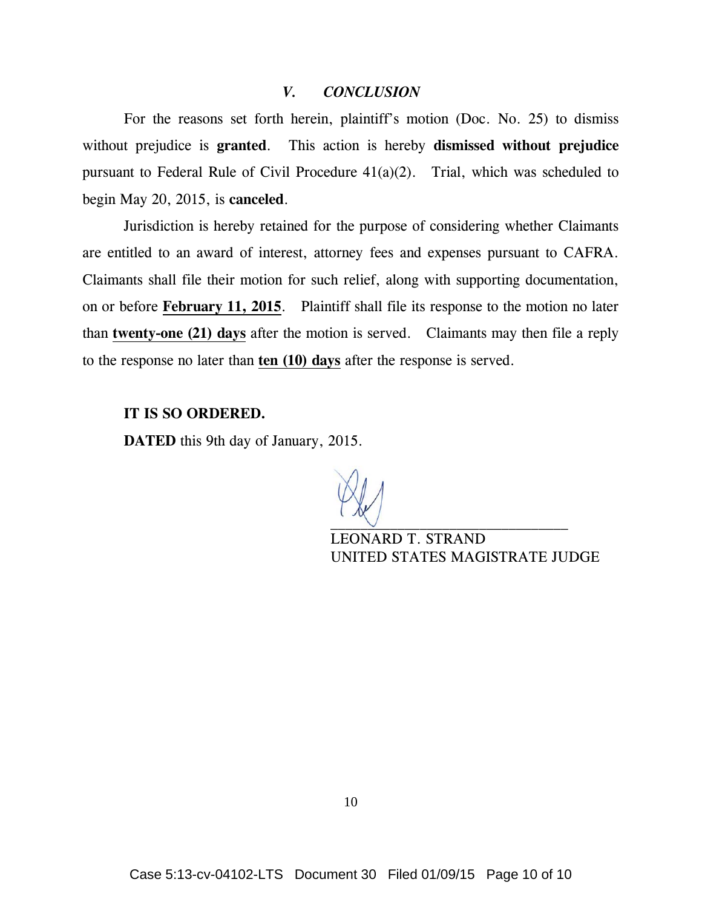## *V. CONCLUSION*

For the reasons set forth herein, plaintiff's motion (Doc. No. 25) to dismiss without prejudice is **granted**. This action is hereby **dismissed without prejudice** pursuant to Federal Rule of Civil Procedure 41(a)(2). Trial, which was scheduled to begin May 20, 2015, is **canceled**.

Jurisdiction is hereby retained for the purpose of considering whether Claimants are entitled to an award of interest, attorney fees and expenses pursuant to CAFRA. Claimants shall file their motion for such relief, along with supporting documentation, on or before **February 11, 2015**. Plaintiff shall file its response to the motion no later than **twenty-one (21) days** after the motion is served. Claimants may then file a reply to the response no later than **ten (10) days** after the response is served.

**IT IS SO ORDERED.**

**DATED** this 9th day of January, 2015.

________________________________
LEONARD T. STRAND
UNITED STATES MAGISTRATE JUDGE